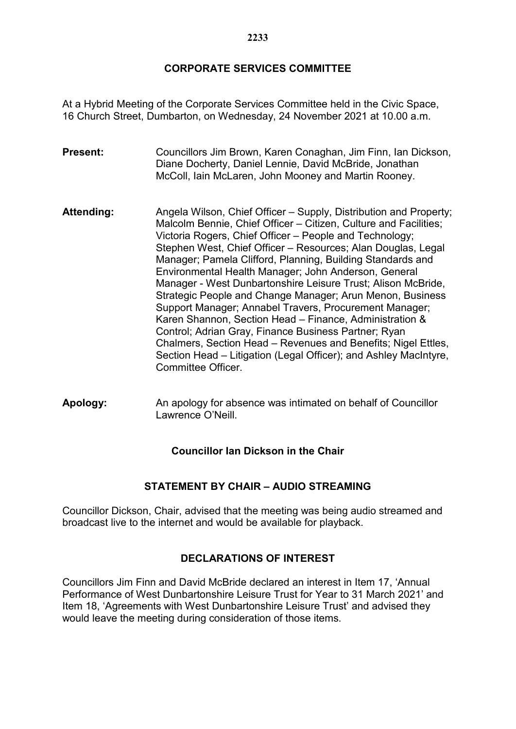# CORPORATE SERVICES COMMITTEE

At a Hybrid Meeting of the Corporate Services Committee held in the Civic Space, 16 Church Street, Dumbarton, on Wednesday, 24 November 2021 at 10.00 a.m.

**Present:** Councillors Jim Brown, Karen Conaghan, Jim Finn, Ian Dickson, Diane Docherty, Daniel Lennie, David McBride, Jonathan McColl, Iain McLaren, John Mooney and Martin Rooney.

**Attending:** Angela Wilson, Chief Officer – Supply, Distribution and Property; Malcolm Bennie, Chief Officer – Citizen, Culture and Facilities; Victoria Rogers, Chief Officer – People and Technology; Stephen West, Chief Officer – Resources; Alan Douglas, Legal Manager; Pamela Clifford, Planning, Building Standards and Environmental Health Manager; John Anderson, General Manager - West Dunbartonshire Leisure Trust; Alison McBride, Strategic People and Change Manager; Arun Menon, Business Support Manager; Annabel Travers, Procurement Manager; Karen Shannon, Section Head – Finance, Administration & Control; Adrian Gray, Finance Business Partner; Ryan Chalmers, Section Head – Revenues and Benefits; Nigel Ettles, Section Head – Litigation (Legal Officer); and Ashley MacIntyre, Committee Officer.

**Apology:** An apology for absence was intimated on behalf of Councillor Lawrence O'Neill.

**Councillor Ian Dickson in the Chair**

## STATEMENT BY CHAIR – AUDIO STREAMING

Councillor Dickson, Chair, advised that the meeting was being audio streamed and broadcast live to the internet and would be available for playback.

## DECLARATIONS OF INTEREST

Councillors Jim Finn and David McBride declared an interest in Item 17, 'Annual Performance of West Dunbartonshire Leisure Trust for Year to 31 March 2021' and Item 18, 'Agreements with West Dunbartonshire Leisure Trust' and advised they would leave the meeting during consideration of those items.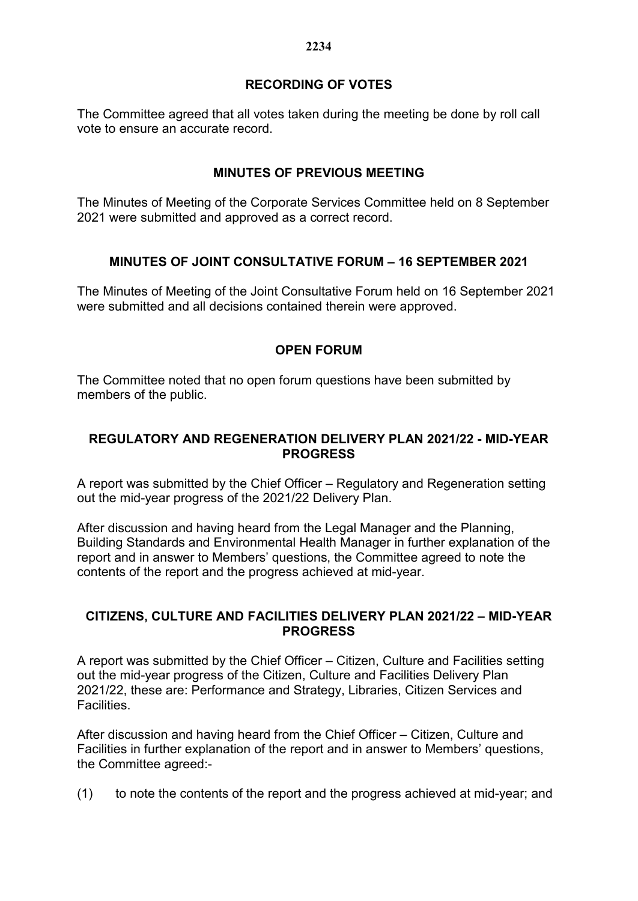## RECORDING OF VOTES

The Committee agreed that all votes taken during the meeting be done by roll call vote to ensure an accurate record.

## MINUTES OF PREVIOUS MEETING

The Minutes of Meeting of the Corporate Services Committee held on 8 September 2021 were submitted and approved as a correct record.

## MINUTES OF JOINT CONSULTATIVE FORUM – 16 SEPTEMBER 2021

The Minutes of Meeting of the Joint Consultative Forum held on 16 September 2021 were submitted and all decisions contained therein were approved.

## OPEN FORUM

The Committee noted that no open forum questions have been submitted by members of the public.

## REGULATORY AND REGENERATION DELIVERY PLAN 2021/22 - MID-YEAR PROGRESS

A report was submitted by the Chief Officer – Regulatory and Regeneration setting out the mid-year progress of the 2021/22 Delivery Plan.

After discussion and having heard from the Legal Manager and the Planning, Building Standards and Environmental Health Manager in further explanation of the report and in answer to Members' questions, the Committee agreed to note the contents of the report and the progress achieved at mid-year.

## CITIZENS, CULTURE AND FACILITIES DELIVERY PLAN 2021/22 – MID-YEAR PROGRESS

A report was submitted by the Chief Officer – Citizen, Culture and Facilities setting out the mid-year progress of the Citizen, Culture and Facilities Delivery Plan 2021/22, these are: Performance and Strategy, Libraries, Citizen Services and Facilities.

After discussion and having heard from the Chief Officer – Citizen, Culture and Facilities in further explanation of the report and in answer to Members' questions, the Committee agreed:-

(1) to note the contents of the report and the progress achieved at mid-year; and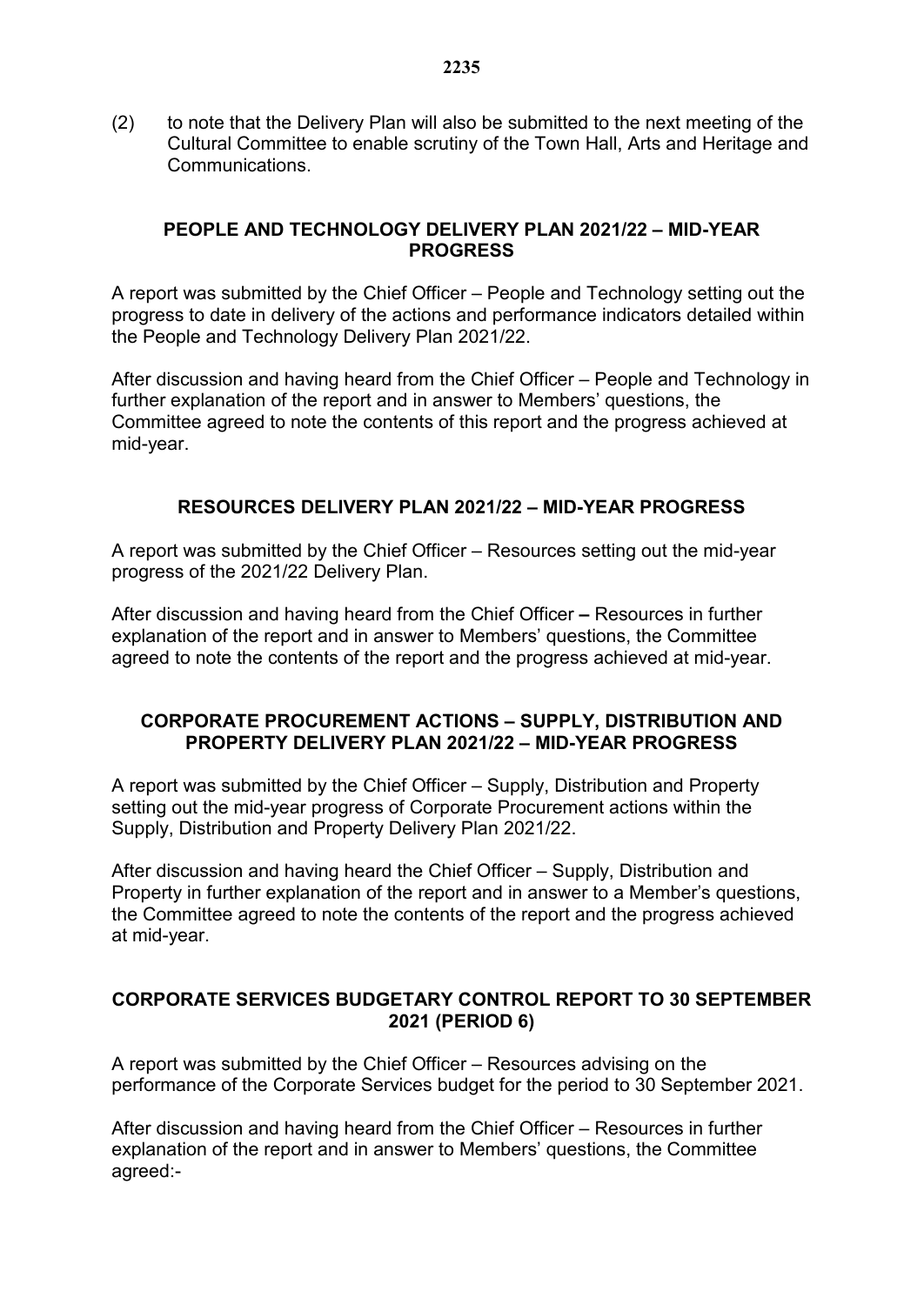(2) to note that the Delivery Plan will also be submitted to the next meeting of the Cultural Committee to enable scrutiny of the Town Hall, Arts and Heritage and Communications.

## PEOPLE AND TECHNOLOGY DELIVERY PLAN 2021/22 – MID-YEAR PROGRESS

A report was submitted by the Chief Officer – People and Technology setting out the progress to date in delivery of the actions and performance indicators detailed within the People and Technology Delivery Plan 2021/22.

After discussion and having heard from the Chief Officer – People and Technology in further explanation of the report and in answer to Members' questions, the Committee agreed to note the contents of this report and the progress achieved at mid-year.

## RESOURCES DELIVERY PLAN 2021/22 – MID-YEAR PROGRESS

A report was submitted by the Chief Officer – Resources setting out the mid-year progress of the 2021/22 Delivery Plan.

After discussion and having heard from the Chief Officer **–** Resources in further explanation of the report and in answer to Members' questions, the Committee agreed to note the contents of the report and the progress achieved at mid-year.

## CORPORATE PROCUREMENT ACTIONS – SUPPLY, DISTRIBUTION AND PROPERTY DELIVERY PLAN 2021/22 – MID-YEAR PROGRESS

A report was submitted by the Chief Officer – Supply, Distribution and Property setting out the mid-year progress of Corporate Procurement actions within the Supply, Distribution and Property Delivery Plan 2021/22.

After discussion and having heard the Chief Officer – Supply, Distribution and Property in further explanation of the report and in answer to a Member's questions, the Committee agreed to note the contents of the report and the progress achieved at mid-year.

## CORPORATE SERVICES BUDGETARY CONTROL REPORT TO 30 SEPTEMBER 2021 (PERIOD 6)

A report was submitted by the Chief Officer – Resources advising on the performance of the Corporate Services budget for the period to 30 September 2021.

After discussion and having heard from the Chief Officer – Resources in further explanation of the report and in answer to Members' questions, the Committee agreed:-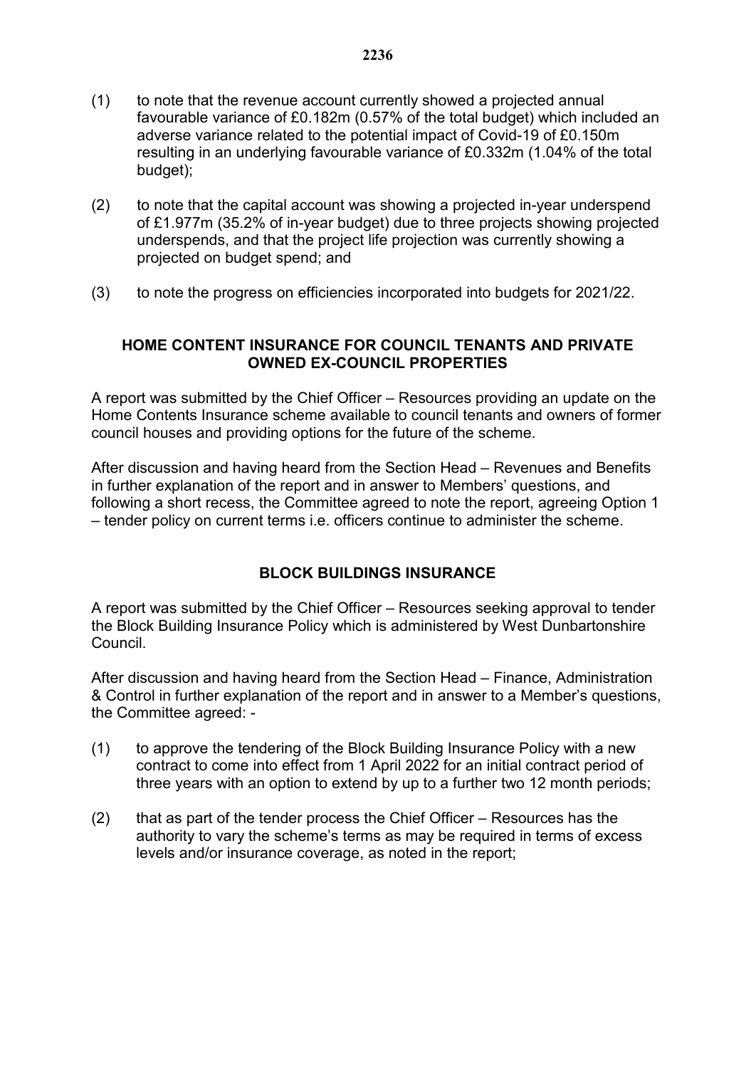(1) to note that the revenue account currently showed a projected annual favourable variance of £0.182m (0.57% of the total budget) which included an adverse variance related to the potential impact of Covid-19 of £0.150m resulting in an underlying favourable variance of £0.332m (1.04% of the total budget);

(2) to note that the capital account was showing a projected in-year underspend of £1.977m (35.2% of in-year budget) due to three projects showing projected underspends, and that the project life projection was currently showing a projected on budget spend; and

(3) to note the progress on efficiencies incorporated into budgets for 2021/22.

## HOME CONTENT INSURANCE FOR COUNCIL TENANTS AND PRIVATE OWNED EX-COUNCIL PROPERTIES

A report was submitted by the Chief Officer – Resources providing an update on the Home Contents Insurance scheme available to council tenants and owners of former council houses and providing options for the future of the scheme.

After discussion and having heard from the Section Head – Revenues and Benefits in further explanation of the report and in answer to Members' questions, and following a short recess, the Committee agreed to note the report, agreeing Option 1 – tender policy on current terms i.e. officers continue to administer the scheme.

## BLOCK BUILDINGS INSURANCE

A report was submitted by the Chief Officer – Resources seeking approval to tender the Block Building Insurance Policy which is administered by West Dunbartonshire Council.

After discussion and having heard from the Section Head – Finance, Administration & Control in further explanation of the report and in answer to a Member's questions, the Committee agreed: -

(1) to approve the tendering of the Block Building Insurance Policy with a new contract to come into effect from 1 April 2022 for an initial contract period of three years with an option to extend by up to a further two 12 month periods;

(2) that as part of the tender process the Chief Officer – Resources has the authority to vary the scheme's terms as may be required in terms of excess levels and/or insurance coverage, as noted in the report;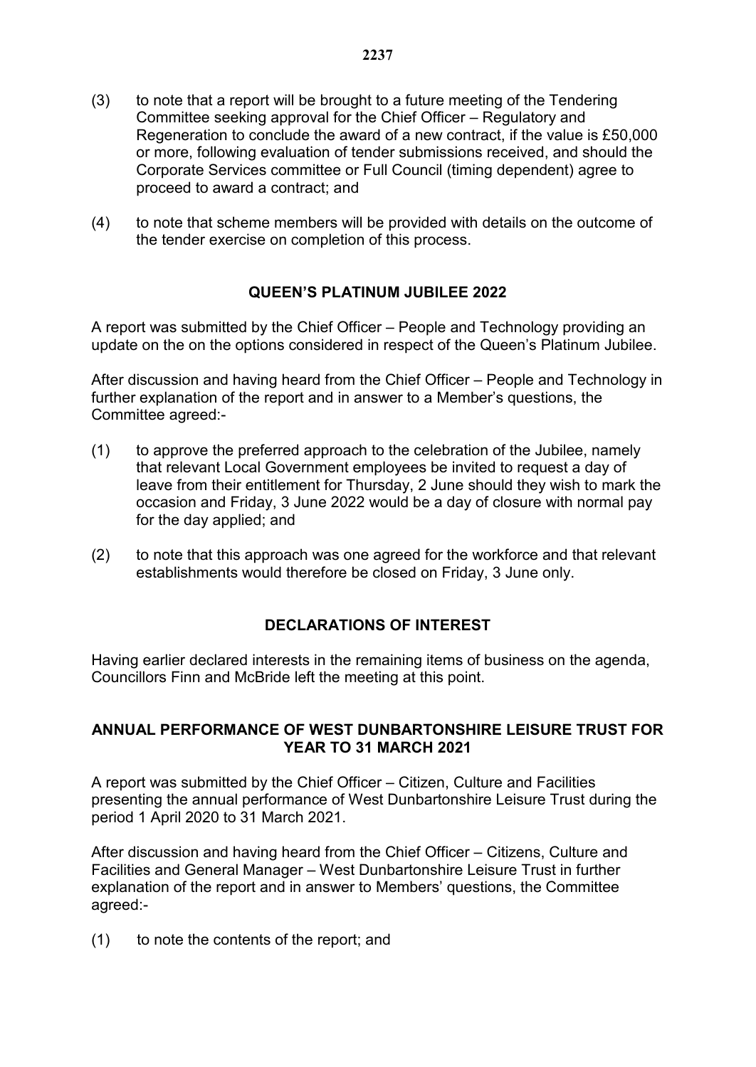(3) to note that a report will be brought to a future meeting of the Tendering Committee seeking approval for the Chief Officer – Regulatory and Regeneration to conclude the award of a new contract, if the value is £50,000 or more, following evaluation of tender submissions received, and should the Corporate Services committee or Full Council (timing dependent) agree to proceed to award a contract; and

(4) to note that scheme members will be provided with details on the outcome of the tender exercise on completion of this process.

## QUEEN'S PLATINUM JUBILEE 2022

A report was submitted by the Chief Officer – People and Technology providing an update on the on the options considered in respect of the Queen's Platinum Jubilee.

After discussion and having heard from the Chief Officer – People and Technology in further explanation of the report and in answer to a Member's questions, the Committee agreed:-

(1) to approve the preferred approach to the celebration of the Jubilee, namely that relevant Local Government employees be invited to request a day of leave from their entitlement for Thursday, 2 June should they wish to mark the occasion and Friday, 3 June 2022 would be a day of closure with normal pay for the day applied; and

(2) to note that this approach was one agreed for the workforce and that relevant establishments would therefore be closed on Friday, 3 June only.

## DECLARATIONS OF INTEREST

Having earlier declared interests in the remaining items of business on the agenda, Councillors Finn and McBride left the meeting at this point.

## ANNUAL PERFORMANCE OF WEST DUNBARTONSHIRE LEISURE TRUST FOR YEAR TO 31 MARCH 2021

A report was submitted by the Chief Officer – Citizen, Culture and Facilities presenting the annual performance of West Dunbartonshire Leisure Trust during the period 1 April 2020 to 31 March 2021.

After discussion and having heard from the Chief Officer – Citizens, Culture and Facilities and General Manager – West Dunbartonshire Leisure Trust in further explanation of the report and in answer to Members' questions, the Committee agreed:-

(1) to note the contents of the report; and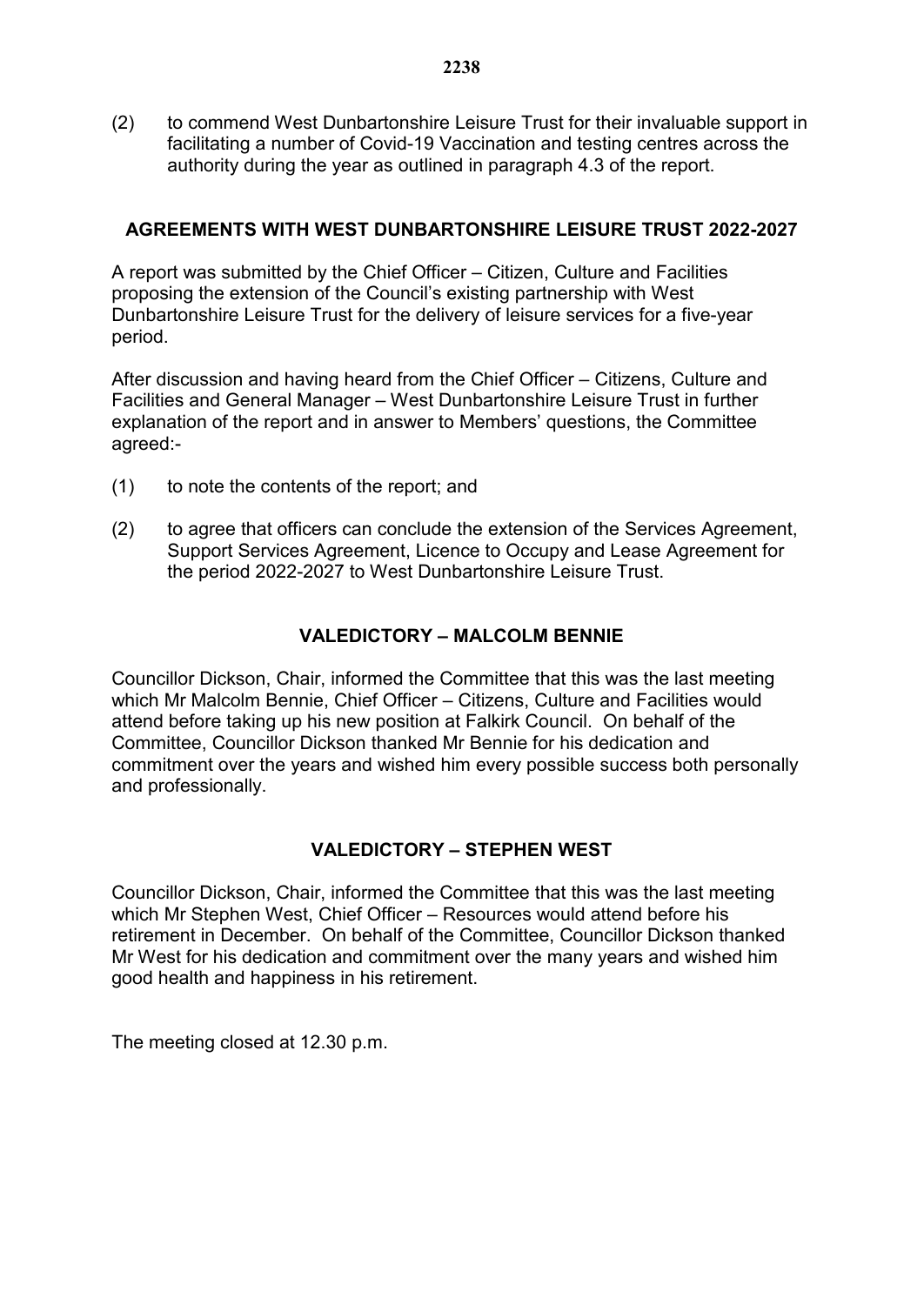(2) to commend West Dunbartonshire Leisure Trust for their invaluable support in facilitating a number of Covid-19 Vaccination and testing centres across the authority during the year as outlined in paragraph 4.3 of the report.

## AGREEMENTS WITH WEST DUNBARTONSHIRE LEISURE TRUST 2022-2027

A report was submitted by the Chief Officer – Citizen, Culture and Facilities proposing the extension of the Council's existing partnership with West Dunbartonshire Leisure Trust for the delivery of leisure services for a five-year period.

After discussion and having heard from the Chief Officer – Citizens, Culture and Facilities and General Manager – West Dunbartonshire Leisure Trust in further explanation of the report and in answer to Members' questions, the Committee agreed:-

(1) to note the contents of the report; and

(2) to agree that officers can conclude the extension of the Services Agreement, Support Services Agreement, Licence to Occupy and Lease Agreement for the period 2022-2027 to West Dunbartonshire Leisure Trust.

## VALEDICTORY – MALCOLM BENNIE

Councillor Dickson, Chair, informed the Committee that this was the last meeting which Mr Malcolm Bennie, Chief Officer – Citizens, Culture and Facilities would attend before taking up his new position at Falkirk Council. On behalf of the Committee, Councillor Dickson thanked Mr Bennie for his dedication and commitment over the years and wished him every possible success both personally and professionally.

## VALEDICTORY – STEPHEN WEST

Councillor Dickson, Chair, informed the Committee that this was the last meeting which Mr Stephen West, Chief Officer – Resources would attend before his retirement in December. On behalf of the Committee, Councillor Dickson thanked Mr West for his dedication and commitment over the many years and wished him good health and happiness in his retirement.

The meeting closed at 12.30 p.m.